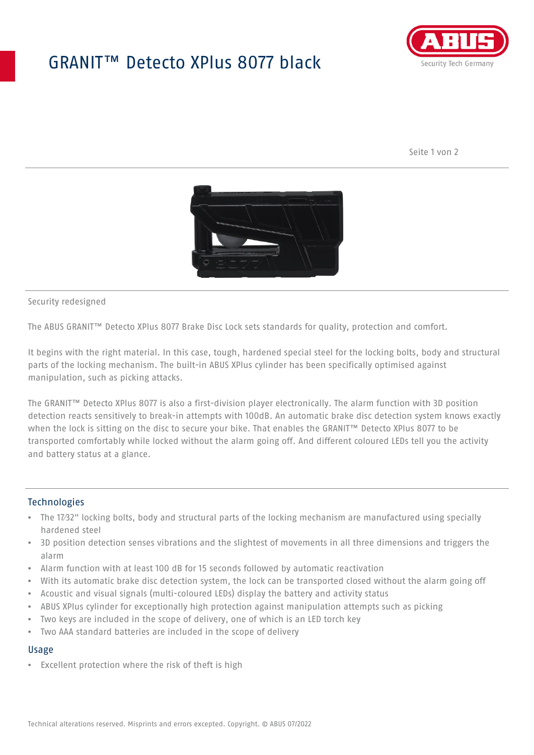# GRANIT™ Detecto XPlus 8077 black

Security redesigned

The ABUS GRANIT™ Detecto XPlus 8077 Brake Disc Lock sets standards for quality, protection and comfort.

It begins with the right material. In this case, tough, hardened special steel for the locking bolts, body and structural parts of the locking mechanism. The built-in ABUS XPlus cylinder has been specifically optimised against manipulation, such as picking attacks.

The GRANIT™ Detecto XPlus 8077 is also a first-division player electronically. The alarm function with 3D position detection reacts sensitively to break-in attempts with 100dB. An automatic brake disc detection system knows exactly when the lock is sitting on the disc to secure your bike. That enables the GRANIT™ Detecto XPlus 8077 to be transported comfortably while locked without the alarm going off. And different coloured LEDs tell you the activity and battery status at a glance.

## Technologies

- The 17⁄32" locking bolts, body and structural parts of the locking mechanism are manufactured using specially hardened steel
- 3D position detection senses vibrations and the slightest of movements in all three dimensions and triggers the alarm
- Alarm function with at least 100 dB for 15 seconds followed by automatic reactivation
- With its automatic brake disc detection system, the lock can be transported closed without the alarm going off
- Acoustic and visual signals (multi-coloured LEDs) display the battery and activity status
- ABUS XPlus cylinder for exceptionally high protection against manipulation attempts such as picking
- Two keys are included in the scope of delivery, one of which is an LED torch key
- Two AAA standard batteries are included in the scope of delivery

## Usage

- Excellent protection where the risk of theft is high

Technical alterations reserved. Misprints and errors excepted. Copyright. © ABUS 07/2022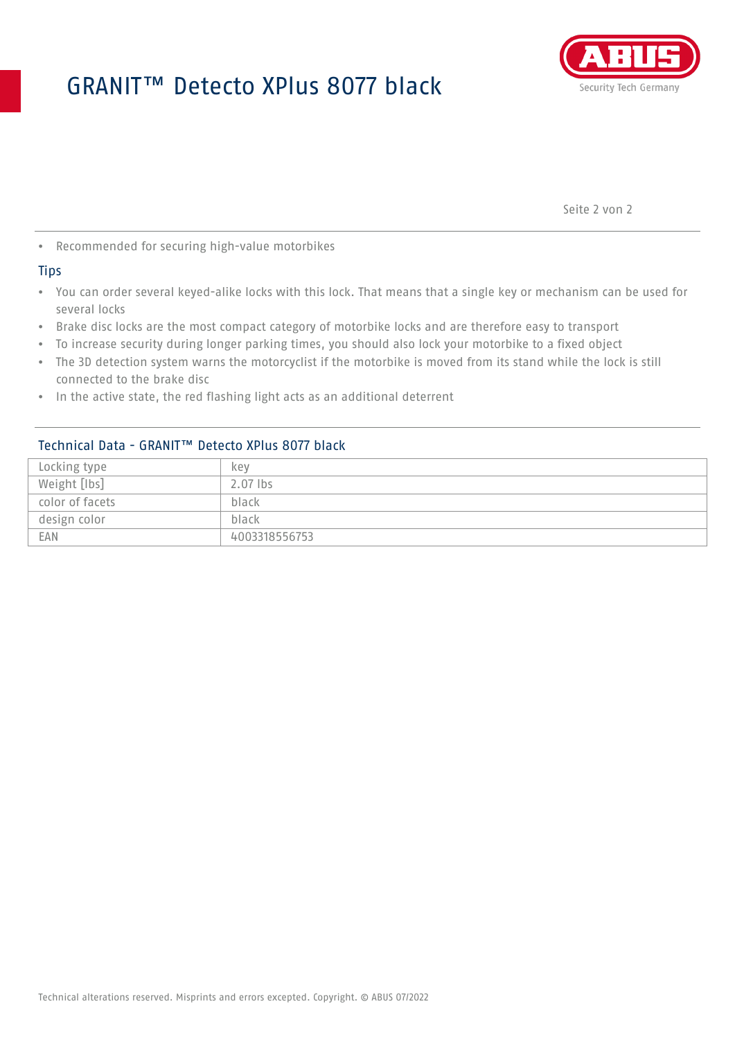- Recommended for securing high-value motorbikes

## Tips

- You can order several keyed-alike locks with this lock. That means that a single key or mechanism can be used for several locks
- Brake disc locks are the most compact category of motorbike locks and are therefore easy to transport
- To increase security during longer parking times, you should also lock your motorbike to a fixed object
- The 3D detection system warns the motorcyclist if the motorbike is moved from its stand while the lock is still connected to the brake disc
- In the active state, the red flashing light acts as an additional deterrent

## Technical Data - GRANIT™ Detecto XPlus 8077 black

| | |
|---|---|
| Locking type | key |
| Weight [lbs] | 2.07 lbs |
| color of facets | black |
| design color | black |
| EAN | 4003318556753 |

Technical alterations reserved. Misprints and errors excepted. Copyright. © ABUS 07/2022